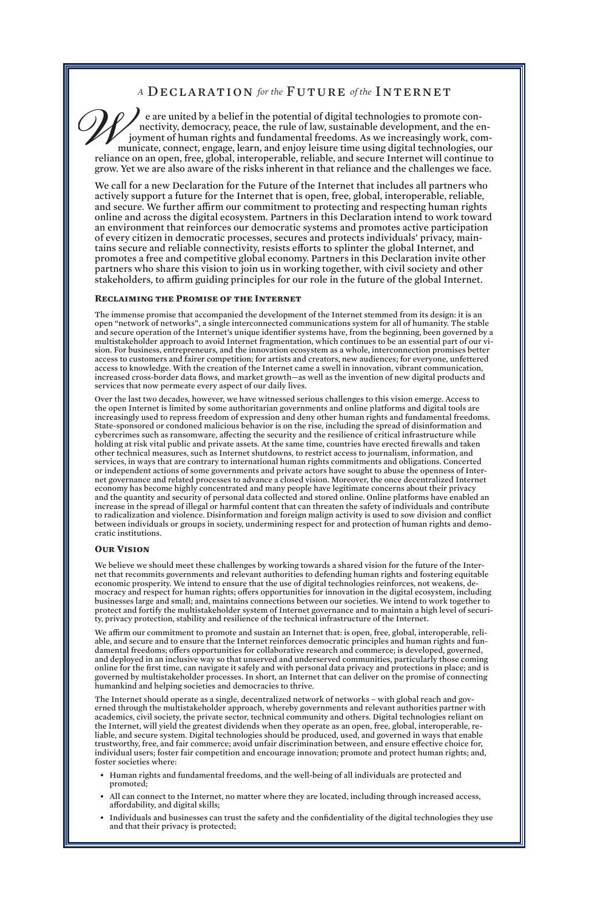# *A* Declaration *for the* Future *of the* Internet

We are united by a belief in the potential of digital technologies to promote connectivity, democracy, peace, the rule of law, sustainable development, and the enjoyment of human rights and fundamental freedoms. As we increasingly work, communicate, connect, engage, learn, and enjoy leisure time using digital technologies, our reliance on an open, free, global, interoperable, reliable, and secure Internet will continue to grow. Yet we are also aware of the risks inherent in that reliance and the challenges we face.

We call for a new Declaration for the Future of the Internet that includes all partners who actively support a future for the Internet that is open, free, global, interoperable, reliable, and secure. We further affirm our commitment to protecting and respecting human rights online and across the digital ecosystem. Partners in this Declaration intend to work toward an environment that reinforces our democratic systems and promotes active participation of every citizen in democratic processes, secures and protects individuals' privacy, maintains secure and reliable connectivity, resists efforts to splinter the global Internet, and promotes a free and competitive global economy. Partners in this Declaration invite other partners who share this vision to join us in working together, with civil society and other stakeholders, to affirm guiding principles for our role in the future of the global Internet.

## Reclaiming the Promise of the Internet

The immense promise that accompanied the development of the Internet stemmed from its design: it is an open "network of networks", a single interconnected communications system for all of humanity. The stable and secure operation of the Internet's unique identifier systems have, from the beginning, been governed by a multistakeholder approach to avoid Internet fragmentation, which continues to be an essential part of our vision. For business, entrepreneurs, and the innovation ecosystem as a whole, interconnection promises better access to customers and fairer competition; for artists and creators, new audiences; for everyone, unfettered access to knowledge. With the creation of the Internet came a swell in innovation, vibrant communication, increased cross-border data flows, and market growth—as well as the invention of new digital products and services that now permeate every aspect of our daily lives.

Over the last two decades, however, we have witnessed serious challenges to this vision emerge. Access to the open Internet is limited by some authoritarian governments and online platforms and digital tools are increasingly used to repress freedom of expression and deny other human rights and fundamental freedoms. State-sponsored or condoned malicious behavior is on the rise, including the spread of disinformation and cybercrimes such as ransomware, affecting the security and the resilience of critical infrastructure while holding at risk vital public and private assets. At the same time, countries have erected firewalls and taken other technical measures, such as Internet shutdowns, to restrict access to journalism, information, and services, in ways that are contrary to international human rights commitments and obligations. Concerted or independent actions of some governments and private actors have sought to abuse the openness of Internet governance and related processes to advance a closed vision. Moreover, the once decentralized Internet economy has become highly concentrated and many people have legitimate concerns about their privacy and the quantity and security of personal data collected and stored online. Online platforms have enabled an increase in the spread of illegal or harmful content that can threaten the safety of individuals and contribute to radicalization and violence. Disinformation and foreign malign activity is used to sow division and conflict between individuals or groups in society, undermining respect for and protection of human rights and democratic institutions.

## Our Vision

We believe we should meet these challenges by working towards a shared vision for the future of the Internet that recommits governments and relevant authorities to defending human rights and fostering equitable economic prosperity. We intend to ensure that the use of digital technologies reinforces, not weakens, democracy and respect for human rights; offers opportunities for innovation in the digital ecosystem, including businesses large and small; and, maintains connections between our societies. We intend to work together to protect and fortify the multistakeholder system of Internet governance and to maintain a high level of security, privacy protection, stability and resilience of the technical infrastructure of the Internet.

We affirm our commitment to promote and sustain an Internet that: is open, free, global, interoperable, reliable, and secure and to ensure that the Internet reinforces democratic principles and human rights and fundamental freedoms; offers opportunities for collaborative research and commerce; is developed, governed, and deployed in an inclusive way so that unserved and underserved communities, particularly those coming online for the first time, can navigate it safely and with personal data privacy and protections in place; and is governed by multistakeholder processes. In short, an Internet that can deliver on the promise of connecting humankind and helping societies and democracies to thrive.

The Internet should operate as a single, decentralized network of networks – with global reach and governed through the multistakeholder approach, whereby governments and relevant authorities partner with academics, civil society, the private sector, technical community and others. Digital technologies reliant on the Internet, will yield the greatest dividends when they operate as an open, free, global, interoperable, reliable, and secure system. Digital technologies should be produced, used, and governed in ways that enable trustworthy, free, and fair commerce; avoid unfair discrimination between, and ensure effective choice for, individual users; foster fair competition and encourage innovation; promote and protect human rights; and, foster societies where:

- Human rights and fundamental freedoms, and the well-being of all individuals are protected and promoted;
- All can connect to the Internet, no matter where they are located, including through increased access, affordability, and digital skills;
- Individuals and businesses can trust the safety and the confidentiality of the digital technologies they use and that their privacy is protected;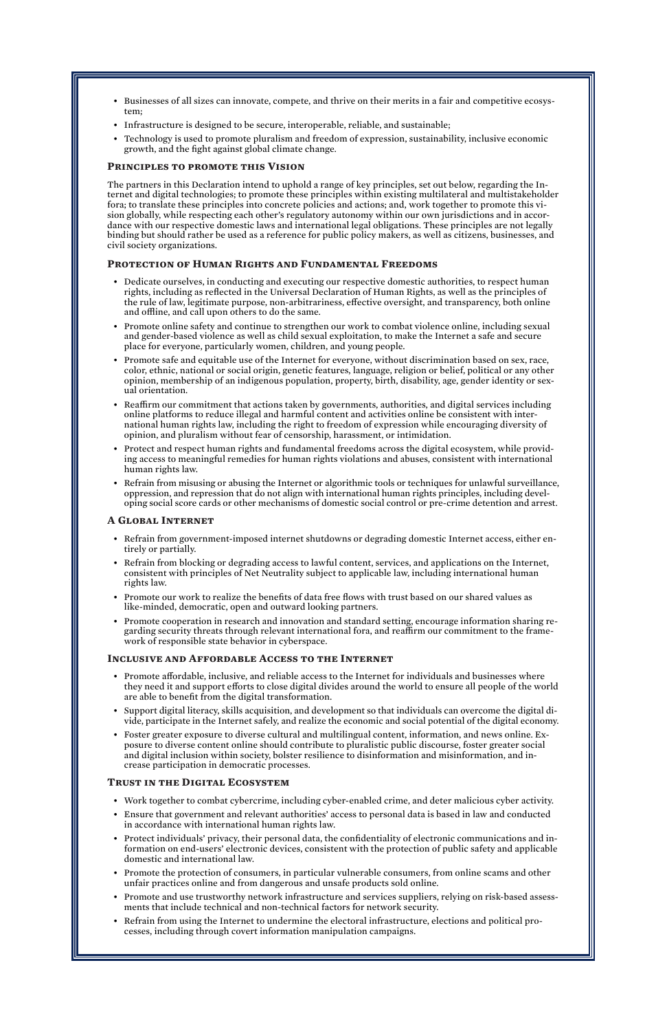- Businesses of all sizes can innovate, compete, and thrive on their merits in a fair and competitive ecosystem;
- Infrastructure is designed to be secure, interoperable, reliable, and sustainable;
- Technology is used to promote pluralism and freedom of expression, sustainability, inclusive economic growth, and the fight against global climate change.

## Principles to promote this Vision

The partners in this Declaration intend to uphold a range of key principles, set out below, regarding the Internet and digital technologies; to promote these principles within existing multilateral and multistakeholder fora; to translate these principles into concrete policies and actions; and, work together to promote this vision globally, while respecting each other's regulatory autonomy within our own jurisdictions and in accordance with our respective domestic laws and international legal obligations. These principles are not legally binding but should rather be used as a reference for public policy makers, as well as citizens, businesses, and civil society organizations.

## Protection of Human Rights and Fundamental Freedoms

- Dedicate ourselves, in conducting and executing our respective domestic authorities, to respect human rights, including as reflected in the Universal Declaration of Human Rights, as well as the principles of the rule of law, legitimate purpose, non-arbitrariness, effective oversight, and transparency, both online and offline, and call upon others to do the same.
- Promote online safety and continue to strengthen our work to combat violence online, including sexual and gender-based violence as well as child sexual exploitation, to make the Internet a safe and secure place for everyone, particularly women, children, and young people.
- Promote safe and equitable use of the Internet for everyone, without discrimination based on sex, race, color, ethnic, national or social origin, genetic features, language, religion or belief, political or any other opinion, membership of an indigenous population, property, birth, disability, age, gender identity or sexual orientation.
- Reaffirm our commitment that actions taken by governments, authorities, and digital services including online platforms to reduce illegal and harmful content and activities online be consistent with international human rights law, including the right to freedom of expression while encouraging diversity of opinion, and pluralism without fear of censorship, harassment, or intimidation.
- Protect and respect human rights and fundamental freedoms across the digital ecosystem, while providing access to meaningful remedies for human rights violations and abuses, consistent with international human rights law.
- Refrain from misusing or abusing the Internet or algorithmic tools or techniques for unlawful surveillance, oppression, and repression that do not align with international human rights principles, including developing social score cards or other mechanisms of domestic social control or pre-crime detention and arrest.

## A Global Internet

- Refrain from government-imposed internet shutdowns or degrading domestic Internet access, either entirely or partially.
- Refrain from blocking or degrading access to lawful content, services, and applications on the Internet, consistent with principles of Net Neutrality subject to applicable law, including international human rights law.
- Promote our work to realize the benefits of data free flows with trust based on our shared values as like-minded, democratic, open and outward looking partners.
- Promote cooperation in research and innovation and standard setting, encourage information sharing regarding security threats through relevant international fora, and reaffirm our commitment to the framework of responsible state behavior in cyberspace.

## Inclusive and Affordable Access to the Internet

- Promote affordable, inclusive, and reliable access to the Internet for individuals and businesses where they need it and support efforts to close digital divides around the world to ensure all people of the world are able to benefit from the digital transformation.
- Support digital literacy, skills acquisition, and development so that individuals can overcome the digital divide, participate in the Internet safely, and realize the economic and social potential of the digital economy.
- Foster greater exposure to diverse cultural and multilingual content, information, and news online. Exposure to diverse content online should contribute to pluralistic public discourse, foster greater social and digital inclusion within society, bolster resilience to disinformation and misinformation, and increase participation in democratic processes.

## Trust in the Digital Ecosystem

- Work together to combat cybercrime, including cyber-enabled crime, and deter malicious cyber activity.
- Ensure that government and relevant authorities' access to personal data is based in law and conducted in accordance with international human rights law.
- Protect individuals' privacy, their personal data, the confidentiality of electronic communications and information on end-users' electronic devices, consistent with the protection of public safety and applicable domestic and international law.
- Promote the protection of consumers, in particular vulnerable consumers, from online scams and other unfair practices online and from dangerous and unsafe products sold online.
- Promote and use trustworthy network infrastructure and services suppliers, relying on risk-based assessments that include technical and non-technical factors for network security.
- Refrain from using the Internet to undermine the electoral infrastructure, elections and political processes, including through covert information manipulation campaigns.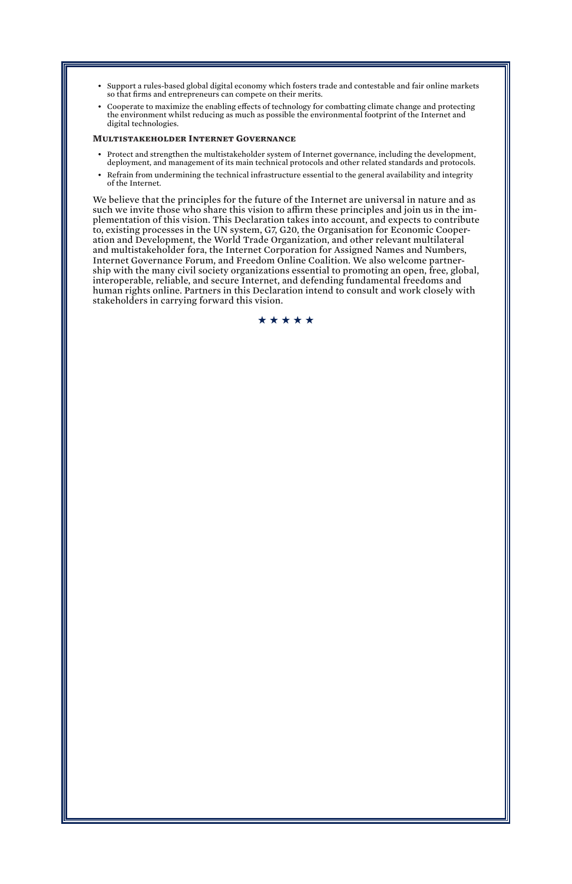- Support a rules-based global digital economy which fosters trade and contestable and fair online markets so that firms and entrepreneurs can compete on their merits.
- Cooperate to maximize the enabling effects of technology for combatting climate change and protecting the environment whilst reducing as much as possible the environmental footprint of the Internet and digital technologies.

### Multistakeholder Internet Governance

- Protect and strengthen the multistakeholder system of Internet governance, including the development, deployment, and management of its main technical protocols and other related standards and protocols.
- Refrain from undermining the technical infrastructure essential to the general availability and integrity of the Internet.

We believe that the principles for the future of the Internet are universal in nature and as such we invite those who share this vision to affirm these principles and join us in the implementation of this vision. This Declaration takes into account, and expects to contribute to, existing processes in the UN system, G7, G20, the Organisation for Economic Cooperation and Development, the World Trade Organization, and other relevant multilateral and multistakeholder fora, the Internet Corporation for Assigned Names and Numbers, Internet Governance Forum, and Freedom Online Coalition. We also welcome partnership with the many civil society organizations essential to promoting an open, free, global, interoperable, reliable, and secure Internet, and defending fundamental freedoms and human rights online. Partners in this Declaration intend to consult and work closely with stakeholders in carrying forward this vision.

★ ★ ★ ★ ★